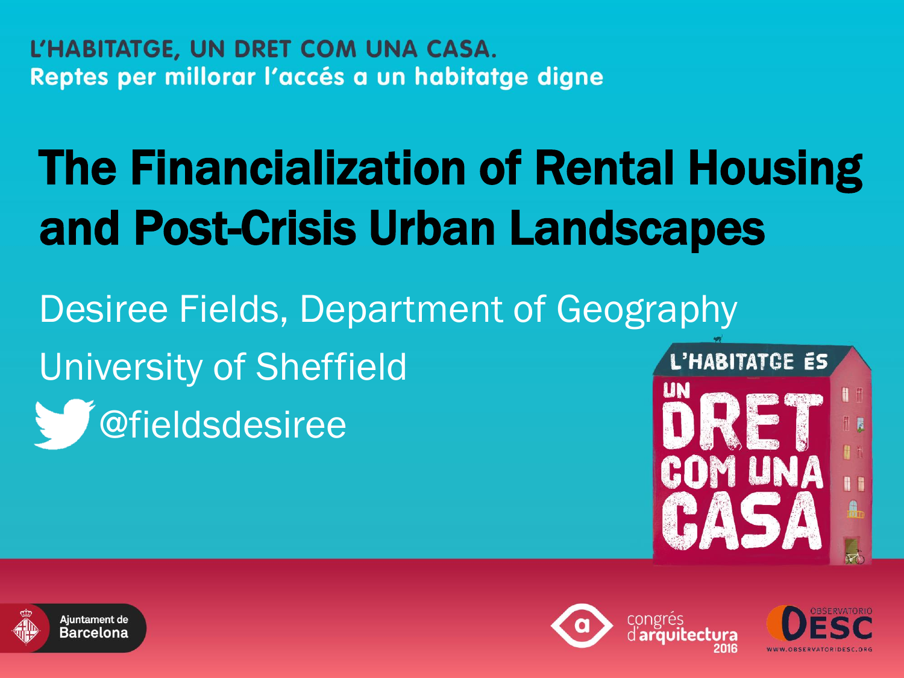L'HABITATGE, UN DRET COM UNA CASA.
Reptes per millorar l'accés a un habitatge digne

# The Financialization of Rental Housing and Post-Crisis Urban Landscapes

Desiree Fields, Department of Geography

University of Sheffield

@fieldsdesiree

L'HABITATGE ÉS UN DRET COM UNA CASA

Ajuntament de Barcelona

congrés d'arquitectura 2016

OBSERVATORIO DESC

WWW.OBSERVATORIDESC.ORG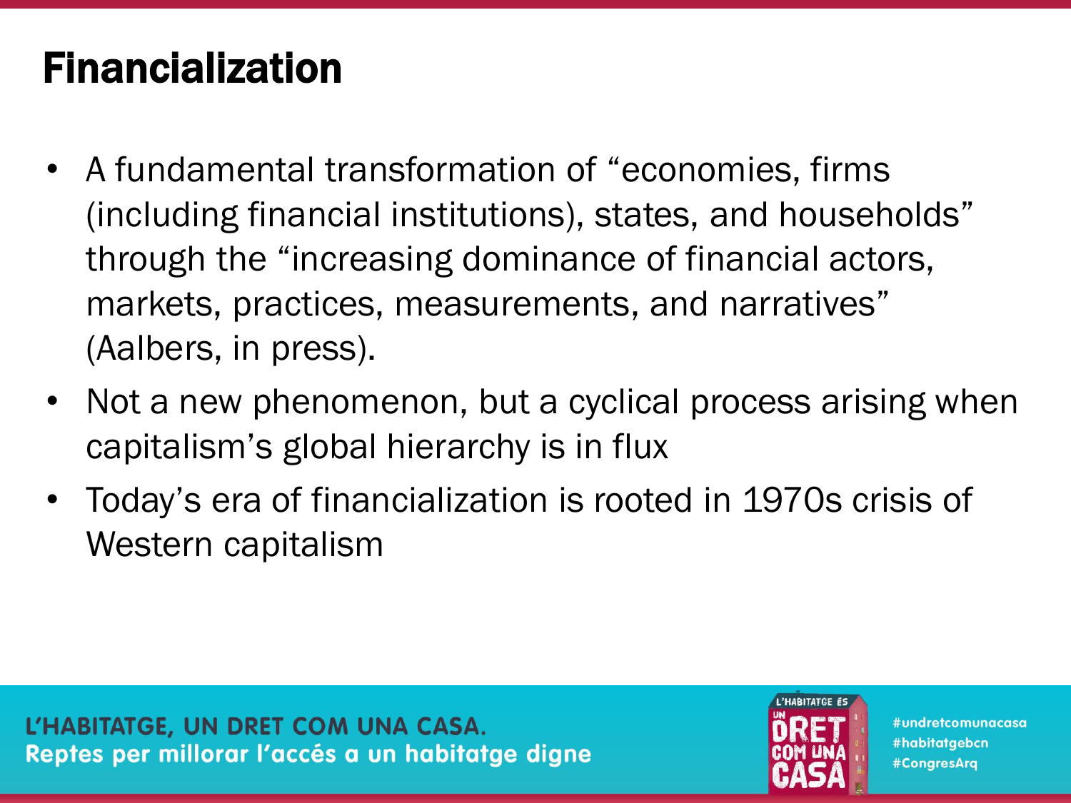# Financialization

- A fundamental transformation of “economies, firms (including financial institutions), states, and households” through the “increasing dominance of financial actors, markets, practices, measurements, and narratives” (Aalbers, in press).
- Not a new phenomenon, but a cyclical process arising when capitalism’s global hierarchy is in flux
- Today’s era of financialization is rooted in 1970s crisis of Western capitalism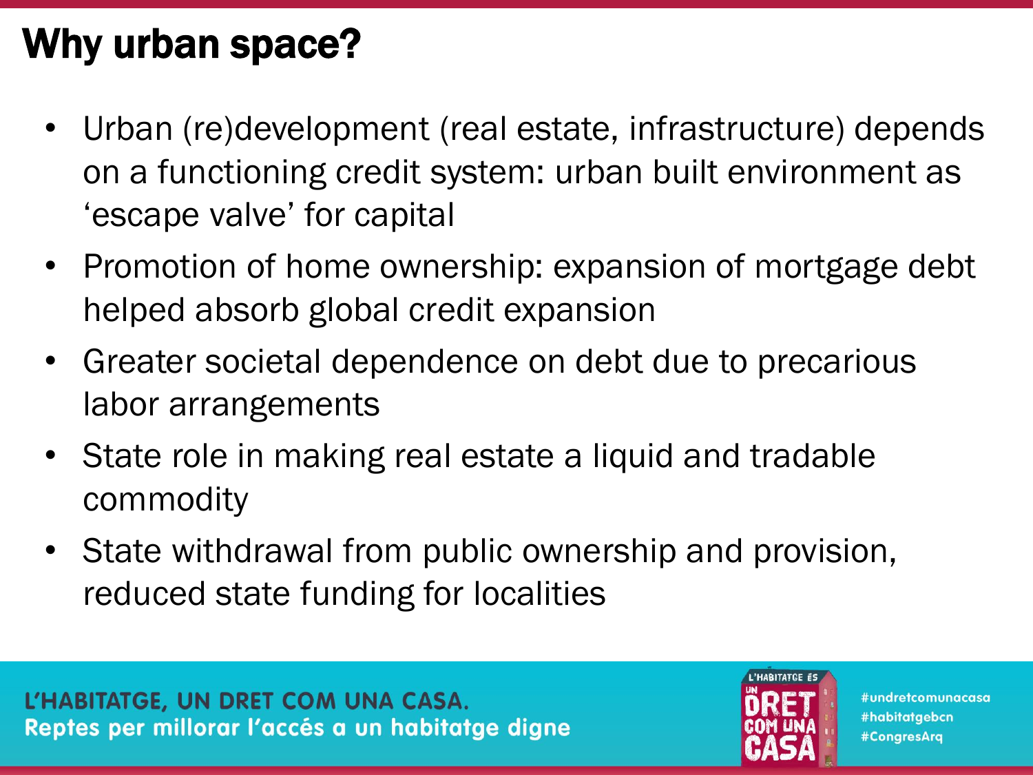# Why urban space?

- Urban (re)development (real estate, infrastructure) depends on a functioning credit system: urban built environment as ‘escape valve’ for capital
- Promotion of home ownership: expansion of mortgage debt helped absorb global credit expansion
- Greater societal dependence on debt due to precarious labor arrangements
- State role in making real estate a liquid and tradable commodity
- State withdrawal from public ownership and provision, reduced state funding for localities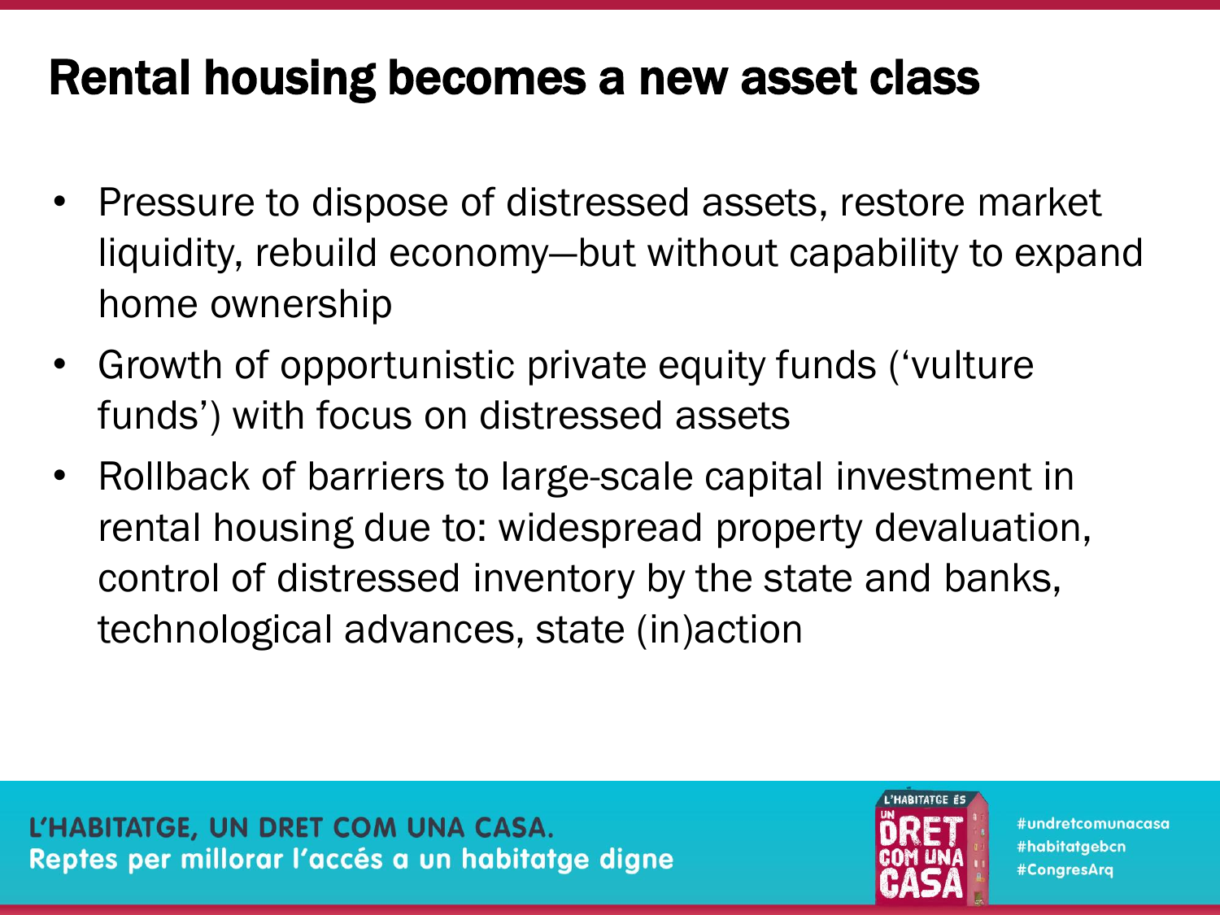# Rental housing becomes a new asset class

- Pressure to dispose of distressed assets, restore market liquidity, rebuild economy—but without capability to expand home ownership
- Growth of opportunistic private equity funds ('vulture funds') with focus on distressed assets
- Rollback of barriers to large-scale capital investment in rental housing due to: widespread property devaluation, control of distressed inventory by the state and banks, technological advances, state (in)action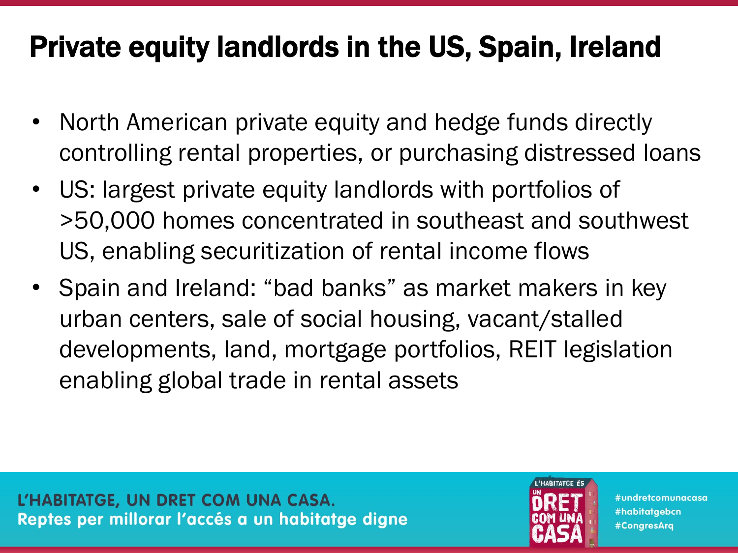# Private equity landlords in the US, Spain, Ireland

- North American private equity and hedge funds directly controlling rental properties, or purchasing distressed loans
- US: largest private equity landlords with portfolios of >50,000 homes concentrated in southeast and southwest US, enabling securitization of rental income flows
- Spain and Ireland: "bad banks" as market makers in key urban centers, sale of social housing, vacant/stalled developments, land, mortgage portfolios, REIT legislation enabling global trade in rental assets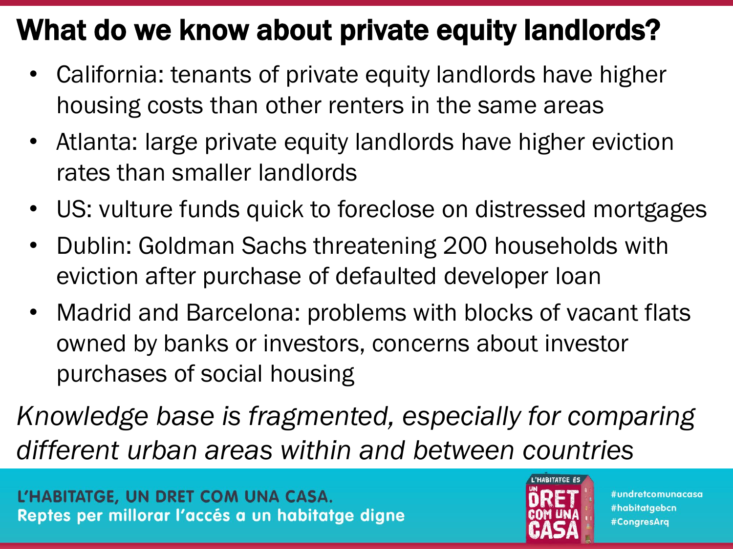# What do we know about private equity landlords?

- California: tenants of private equity landlords have higher housing costs than other renters in the same areas
- Atlanta: large private equity landlords have higher eviction rates than smaller landlords
- US: vulture funds quick to foreclose on distressed mortgages
- Dublin: Goldman Sachs threatening 200 households with eviction after purchase of defaulted developer loan
- Madrid and Barcelona: problems with blocks of vacant flats owned by banks or investors, concerns about investor purchases of social housing

*Knowledge base is fragmented, especially for comparing different urban areas within and between countries*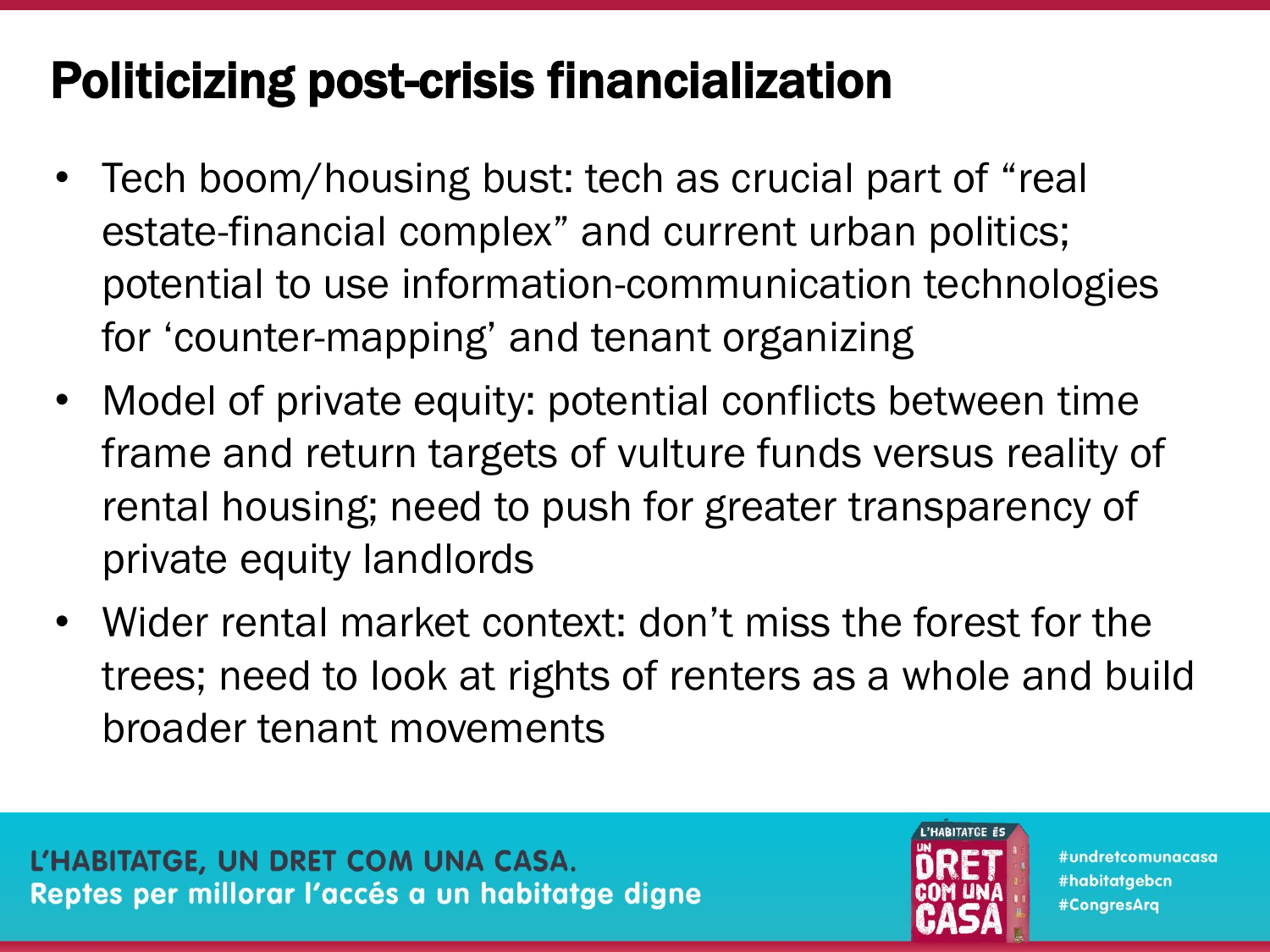# Politicizing post-crisis financialization

- Tech boom/housing bust: tech as crucial part of "real estate-financial complex" and current urban politics; potential to use information-communication technologies for 'counter-mapping' and tenant organizing
- Model of private equity: potential conflicts between time frame and return targets of vulture funds versus reality of rental housing; need to push for greater transparency of private equity landlords
- Wider rental market context: don't miss the forest for the trees; need to look at rights of renters as a whole and build broader tenant movements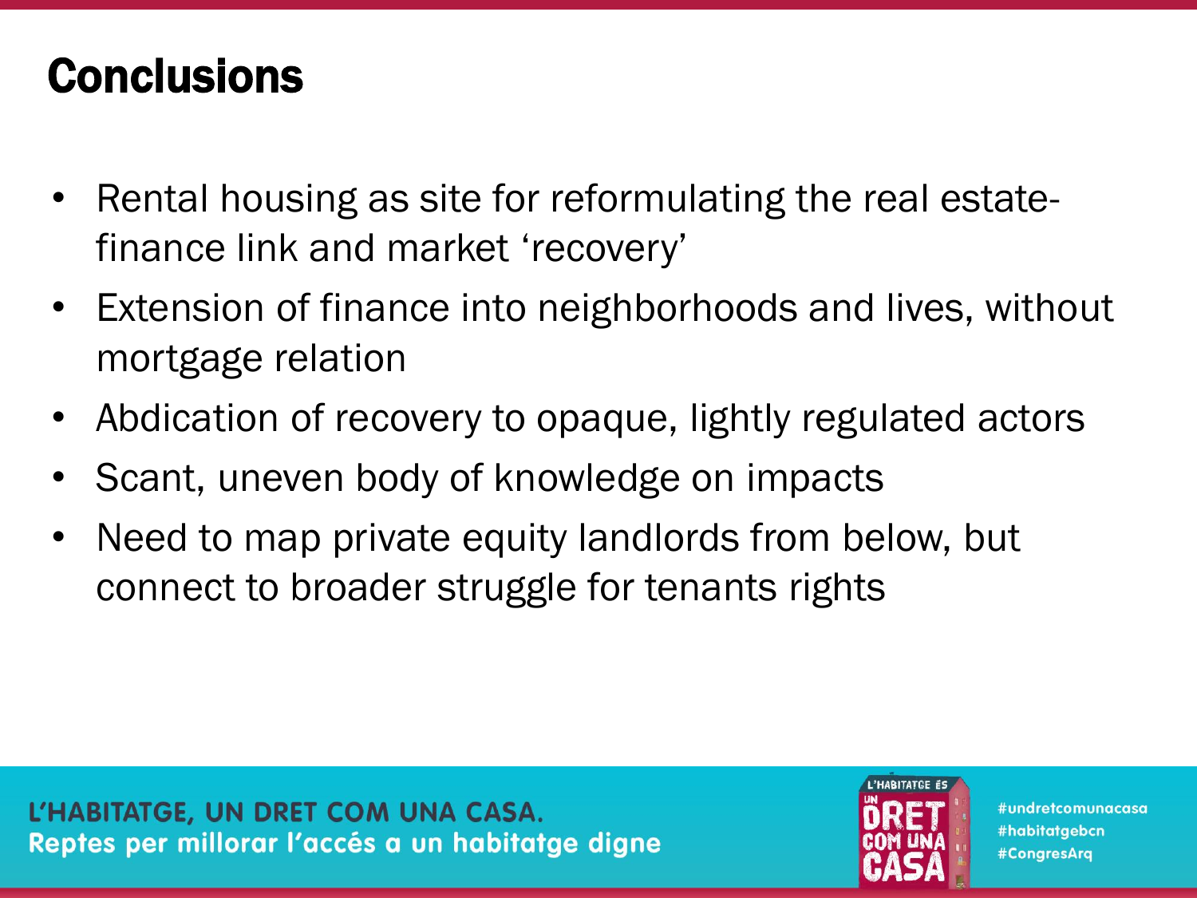# Conclusions

- Rental housing as site for reformulating the real estate-finance link and market 'recovery'
- Extension of finance into neighborhoods and lives, without mortgage relation
- Abdication of recovery to opaque, lightly regulated actors
- Scant, uneven body of knowledge on impacts
- Need to map private equity landlords from below, but connect to broader struggle for tenants rights